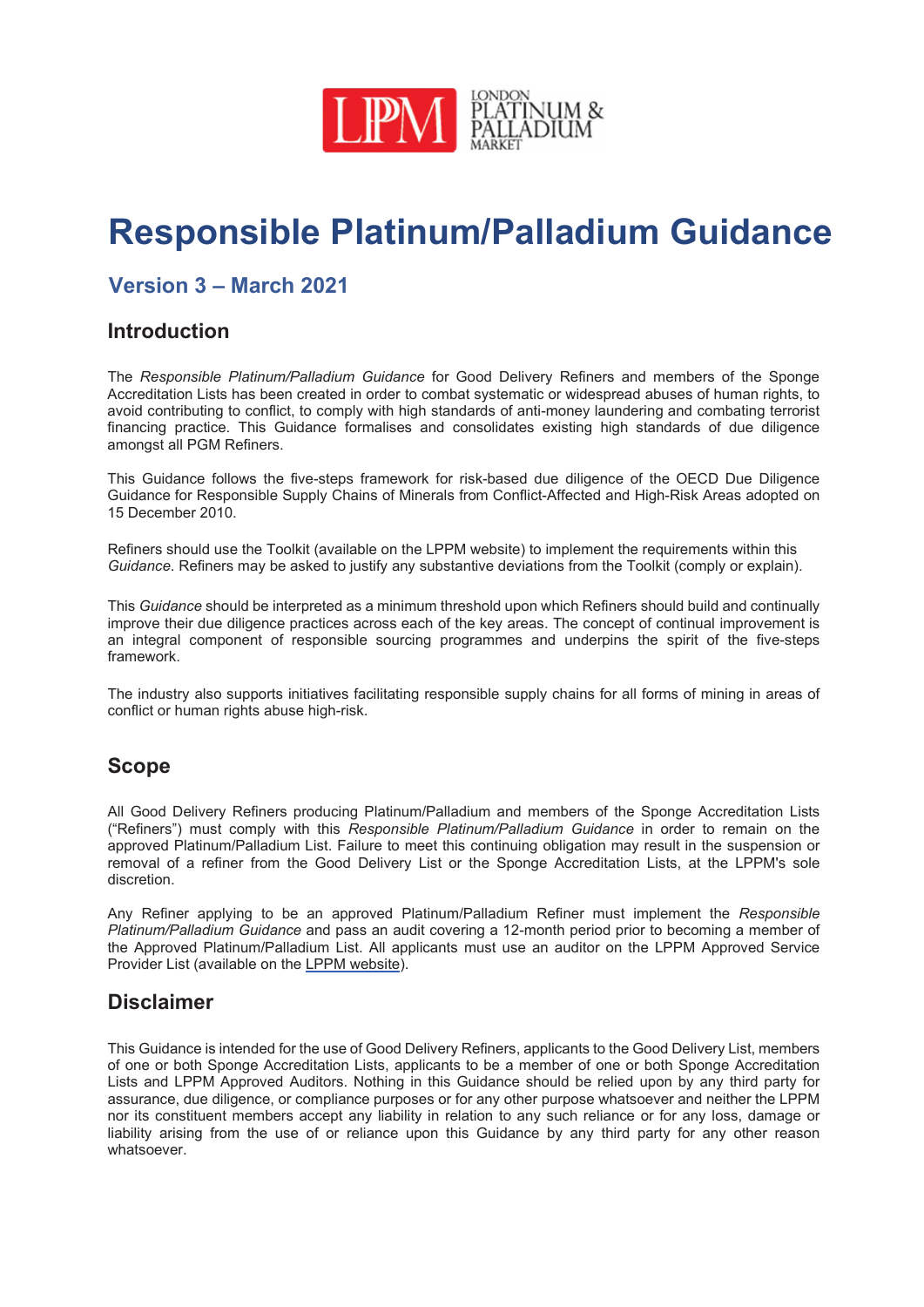LPM LONDON PLATINUM & PALLADIUM MARKET

# Responsible Platinum/Palladium Guidance

## Version 3 – March 2021

### Introduction

The *Responsible Platinum/Palladium Guidance* for Good Delivery Refiners and members of the Sponge Accreditation Lists has been created in order to combat systematic or widespread abuses of human rights, to avoid contributing to conflict, to comply with high standards of anti-money laundering and combating terrorist financing practice. This Guidance formalises and consolidates existing high standards of due diligence amongst all PGM Refiners.

This Guidance follows the five-steps framework for risk-based due diligence of the OECD Due Diligence Guidance for Responsible Supply Chains of Minerals from Conflict-Affected and High-Risk Areas adopted on 15 December 2010.

Refiners should use the Toolkit (available on the LPPM website) to implement the requirements within this *Guidance*. Refiners may be asked to justify any substantive deviations from the Toolkit (comply or explain).

This *Guidance* should be interpreted as a minimum threshold upon which Refiners should build and continually improve their due diligence practices across each of the key areas. The concept of continual improvement is an integral component of responsible sourcing programmes and underpins the spirit of the five-steps framework.

The industry also supports initiatives facilitating responsible supply chains for all forms of mining in areas of conflict or human rights abuse high-risk.

### Scope

All Good Delivery Refiners producing Platinum/Palladium and members of the Sponge Accreditation Lists ("Refiners") must comply with this *Responsible Platinum/Palladium Guidance* in order to remain on the approved Platinum/Palladium List. Failure to meet this continuing obligation may result in the suspension or removal of a refiner from the Good Delivery List or the Sponge Accreditation Lists, at the LPPM's sole discretion.

Any Refiner applying to be an approved Platinum/Palladium Refiner must implement the *Responsible Platinum/Palladium Guidance* and pass an audit covering a 12-month period prior to becoming a member of the Approved Platinum/Palladium List. All applicants must use an auditor on the LPPM Approved Service Provider List (available on the LPPM website).

### Disclaimer

This Guidance is intended for the use of Good Delivery Refiners, applicants to the Good Delivery List, members of one or both Sponge Accreditation Lists, applicants to be a member of one or both Sponge Accreditation Lists and LPPM Approved Auditors. Nothing in this Guidance should be relied upon by any third party for assurance, due diligence, or compliance purposes or for any other purpose whatsoever and neither the LPPM nor its constituent members accept any liability in relation to any such reliance or for any loss, damage or liability arising from the use of or reliance upon this Guidance by any third party for any other reason whatsoever.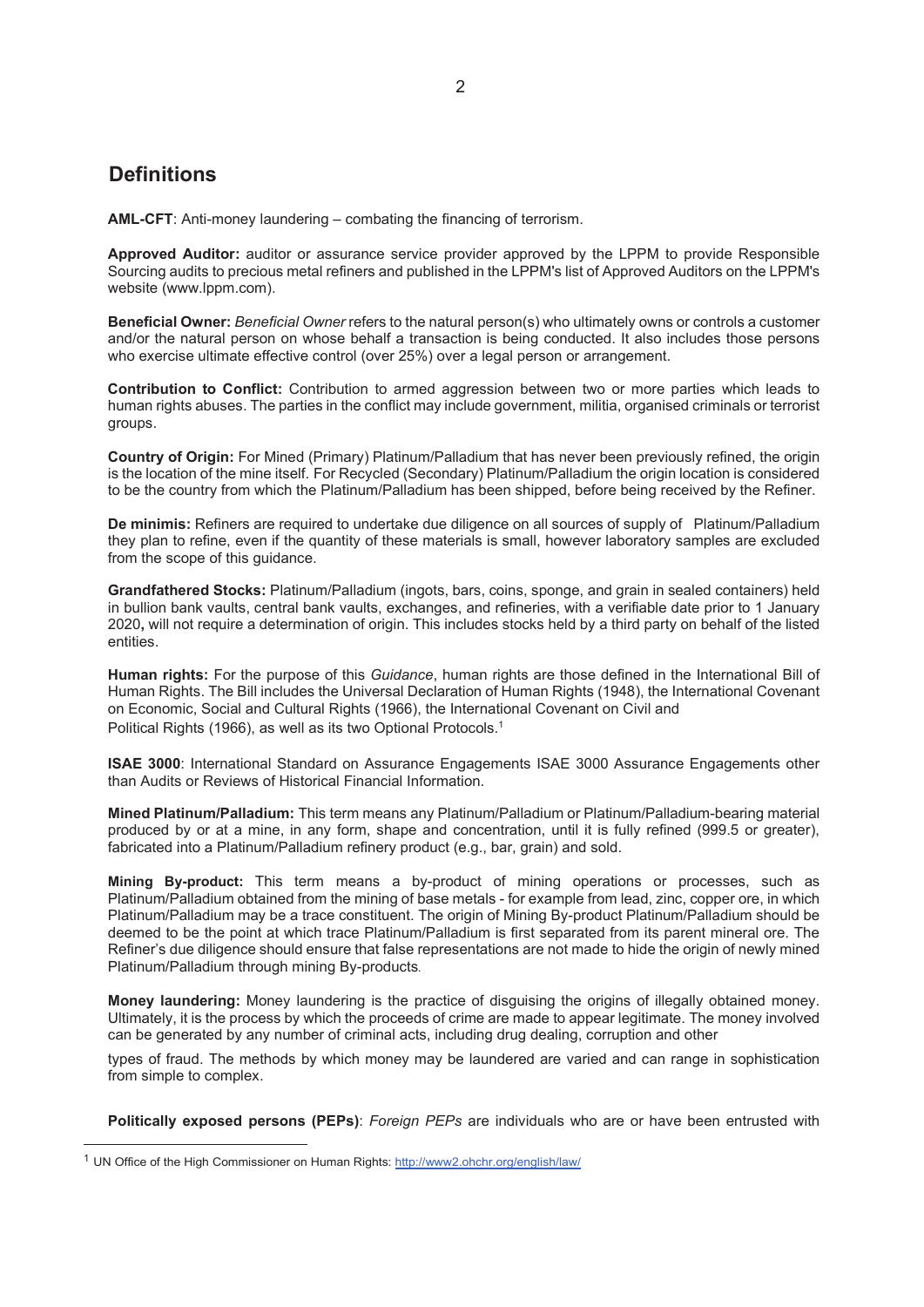## Definitions

**AML-CFT**: Anti-money laundering – combating the financing of terrorism.

**Approved Auditor:** auditor or assurance service provider approved by the LPPM to provide Responsible Sourcing audits to precious metal refiners and published in the LPPM's list of Approved Auditors on the LPPM's website (www.lppm.com).

**Beneficial Owner:** *Beneficial Owner* refers to the natural person(s) who ultimately owns or controls a customer and/or the natural person on whose behalf a transaction is being conducted. It also includes those persons who exercise ultimate effective control (over 25%) over a legal person or arrangement.

**Contribution to Conflict:** Contribution to armed aggression between two or more parties which leads to human rights abuses. The parties in the conflict may include government, militia, organised criminals or terrorist groups.

**Country of Origin:** For Mined (Primary) Platinum/Palladium that has never been previously refined, the origin is the location of the mine itself. For Recycled (Secondary) Platinum/Palladium the origin location is considered to be the country from which the Platinum/Palladium has been shipped, before being received by the Refiner.

**De minimis:** Refiners are required to undertake due diligence on all sources of supply of Platinum/Palladium they plan to refine, even if the quantity of these materials is small, however laboratory samples are excluded from the scope of this guidance.

**Grandfathered Stocks:** Platinum/Palladium (ingots, bars, coins, sponge, and grain in sealed containers) held in bullion bank vaults, central bank vaults, exchanges, and refineries, with a verifiable date prior to 1 January 2020**,** will not require a determination of origin. This includes stocks held by a third party on behalf of the listed entities.

**Human rights:** For the purpose of this *Guidance*, human rights are those defined in the International Bill of Human Rights. The Bill includes the Universal Declaration of Human Rights (1948), the International Covenant on Economic, Social and Cultural Rights (1966), the International Covenant on Civil and Political Rights (1966), as well as its two Optional Protocols.[1]

**ISAE 3000**: International Standard on Assurance Engagements ISAE 3000 Assurance Engagements other than Audits or Reviews of Historical Financial Information.

**Mined Platinum/Palladium:** This term means any Platinum/Palladium or Platinum/Palladium-bearing material produced by or at a mine, in any form, shape and concentration, until it is fully refined (999.5 or greater), fabricated into a Platinum/Palladium refinery product (e.g., bar, grain) and sold.

**Mining By-product:** This term means a by-product of mining operations or processes, such as Platinum/Palladium obtained from the mining of base metals - for example from lead, zinc, copper ore, in which Platinum/Palladium may be a trace constituent. The origin of Mining By-product Platinum/Palladium should be deemed to be the point at which trace Platinum/Palladium is first separated from its parent mineral ore. The Refiner's due diligence should ensure that false representations are not made to hide the origin of newly mined Platinum/Palladium through mining By-products.

**Money laundering:** Money laundering is the practice of disguising the origins of illegally obtained money. Ultimately, it is the process by which the proceeds of crime are made to appear legitimate. The money involved can be generated by any number of criminal acts, including drug dealing, corruption and other types of fraud. The methods by which money may be laundered are varied and can range in sophistication from simple to complex.

**Politically exposed persons (PEPs)**: *Foreign PEPs* are individuals who are or have been entrusted with

[1] UN Office of the High Commissioner on Human Rights: http://www2.ohchr.org/english/law/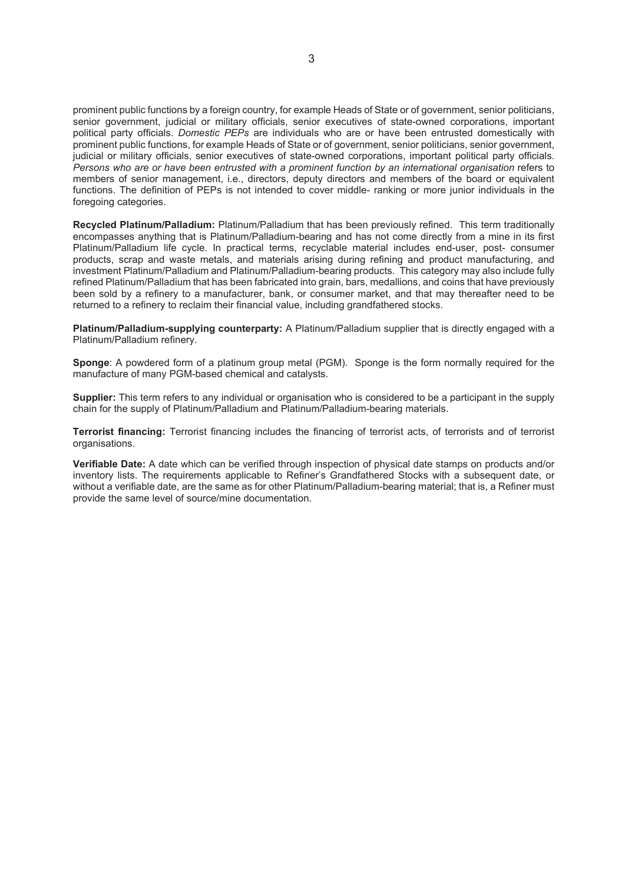prominent public functions by a foreign country, for example Heads of State or of government, senior politicians, senior government, judicial or military officials, senior executives of state-owned corporations, important political party officials. *Domestic PEPs* are individuals who are or have been entrusted domestically with prominent public functions, for example Heads of State or of government, senior politicians, senior government, judicial or military officials, senior executives of state-owned corporations, important political party officials. *Persons who are or have been entrusted with a prominent function by an international organisation* refers to members of senior management, i.e., directors, deputy directors and members of the board or equivalent functions. The definition of PEPs is not intended to cover middle- ranking or more junior individuals in the foregoing categories.

**Recycled Platinum/Palladium:** Platinum/Palladium that has been previously refined. This term traditionally encompasses anything that is Platinum/Palladium-bearing and has not come directly from a mine in its first Platinum/Palladium life cycle. In practical terms, recyclable material includes end-user, post- consumer products, scrap and waste metals, and materials arising during refining and product manufacturing, and investment Platinum/Palladium and Platinum/Palladium-bearing products. This category may also include fully refined Platinum/Palladium that has been fabricated into grain, bars, medallions, and coins that have previously been sold by a refinery to a manufacturer, bank, or consumer market, and that may thereafter need to be returned to a refinery to reclaim their financial value, including grandfathered stocks.

**Platinum/Palladium-supplying counterparty:** A Platinum/Palladium supplier that is directly engaged with a Platinum/Palladium refinery.

**Sponge**: A powdered form of a platinum group metal (PGM). Sponge is the form normally required for the manufacture of many PGM-based chemical and catalysts.

**Supplier:** This term refers to any individual or organisation who is considered to be a participant in the supply chain for the supply of Platinum/Palladium and Platinum/Palladium-bearing materials.

**Terrorist financing:** Terrorist financing includes the financing of terrorist acts, of terrorists and of terrorist organisations.

**Verifiable Date:** A date which can be verified through inspection of physical date stamps on products and/or inventory lists. The requirements applicable to Refiner's Grandfathered Stocks with a subsequent date, or without a verifiable date, are the same as for other Platinum/Palladium-bearing material; that is, a Refiner must provide the same level of source/mine documentation.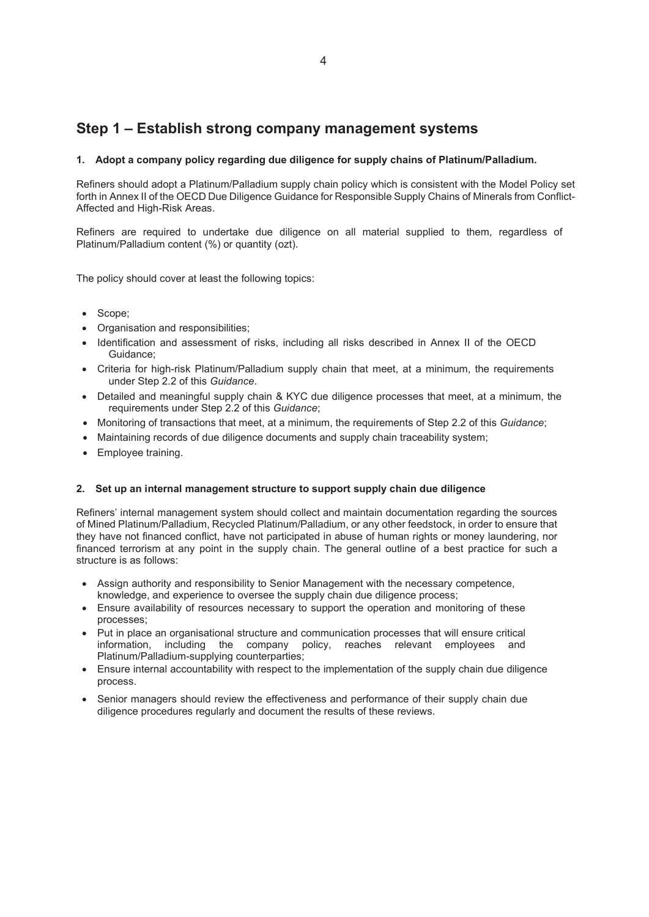## Step 1 – Establish strong company management systems

**1. Adopt a company policy regarding due diligence for supply chains of Platinum/Palladium.**

Refiners should adopt a Platinum/Palladium supply chain policy which is consistent with the Model Policy set forth in Annex II of the OECD Due Diligence Guidance for Responsible Supply Chains of Minerals from Conflict-Affected and High-Risk Areas.

Refiners are required to undertake due diligence on all material supplied to them, regardless of Platinum/Palladium content (%) or quantity (ozt).

The policy should cover at least the following topics:

- Scope;
- Organisation and responsibilities;
- Identification and assessment of risks, including all risks described in Annex II of the OECD Guidance;
- Criteria for high-risk Platinum/Palladium supply chain that meet, at a minimum, the requirements under Step 2.2 of this *Guidance*.
- Detailed and meaningful supply chain & KYC due diligence processes that meet, at a minimum, the requirements under Step 2.2 of this *Guidance*;
- Monitoring of transactions that meet, at a minimum, the requirements of Step 2.2 of this *Guidance*;
- Maintaining records of due diligence documents and supply chain traceability system;
- Employee training.

**2. Set up an internal management structure to support supply chain due diligence**

Refiners' internal management system should collect and maintain documentation regarding the sources of Mined Platinum/Palladium, Recycled Platinum/Palladium, or any other feedstock, in order to ensure that they have not financed conflict, have not participated in abuse of human rights or money laundering, nor financed terrorism at any point in the supply chain. The general outline of a best practice for such a structure is as follows:

- Assign authority and responsibility to Senior Management with the necessary competence, knowledge, and experience to oversee the supply chain due diligence process;
- Ensure availability of resources necessary to support the operation and monitoring of these processes;
- Put in place an organisational structure and communication processes that will ensure critical information, including the company policy, reaches relevant employees and Platinum/Palladium-supplying counterparties;
- Ensure internal accountability with respect to the implementation of the supply chain due diligence process.
- Senior managers should review the effectiveness and performance of their supply chain due diligence procedures regularly and document the results of these reviews.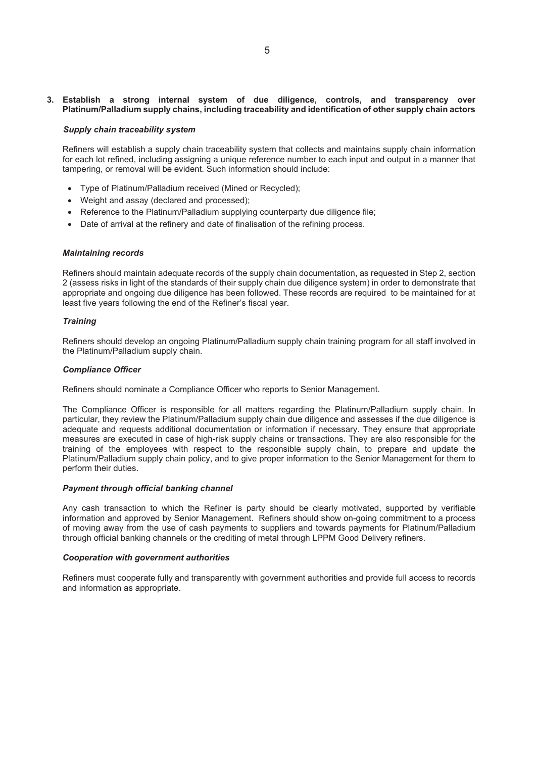**3. Establish a strong internal system of due diligence, controls, and transparency over Platinum/Palladium supply chains, including traceability and identification of other supply chain actors**

***Supply chain traceability system***

Refiners will establish a supply chain traceability system that collects and maintains supply chain information for each lot refined, including assigning a unique reference number to each input and output in a manner that tampering, or removal will be evident. Such information should include:

- Type of Platinum/Palladium received (Mined or Recycled);
- Weight and assay (declared and processed);
- Reference to the Platinum/Palladium supplying counterparty due diligence file;
- Date of arrival at the refinery and date of finalisation of the refining process.

***Maintaining records***

Refiners should maintain adequate records of the supply chain documentation, as requested in Step 2, section 2 (assess risks in light of the standards of their supply chain due diligence system) in order to demonstrate that appropriate and ongoing due diligence has been followed. These records are required to be maintained for at least five years following the end of the Refiner's fiscal year.

***Training***

Refiners should develop an ongoing Platinum/Palladium supply chain training program for all staff involved in the Platinum/Palladium supply chain.

***Compliance Officer***

Refiners should nominate a Compliance Officer who reports to Senior Management.

The Compliance Officer is responsible for all matters regarding the Platinum/Palladium supply chain. In particular, they review the Platinum/Palladium supply chain due diligence and assesses if the due diligence is adequate and requests additional documentation or information if necessary. They ensure that appropriate measures are executed in case of high-risk supply chains or transactions. They are also responsible for the training of the employees with respect to the responsible supply chain, to prepare and update the Platinum/Palladium supply chain policy, and to give proper information to the Senior Management for them to perform their duties.

***Payment through official banking channel***

Any cash transaction to which the Refiner is party should be clearly motivated, supported by verifiable information and approved by Senior Management. Refiners should show on-going commitment to a process of moving away from the use of cash payments to suppliers and towards payments for Platinum/Palladium through official banking channels or the crediting of metal through LPPM Good Delivery refiners.

***Cooperation with government authorities***

Refiners must cooperate fully and transparently with government authorities and provide full access to records and information as appropriate.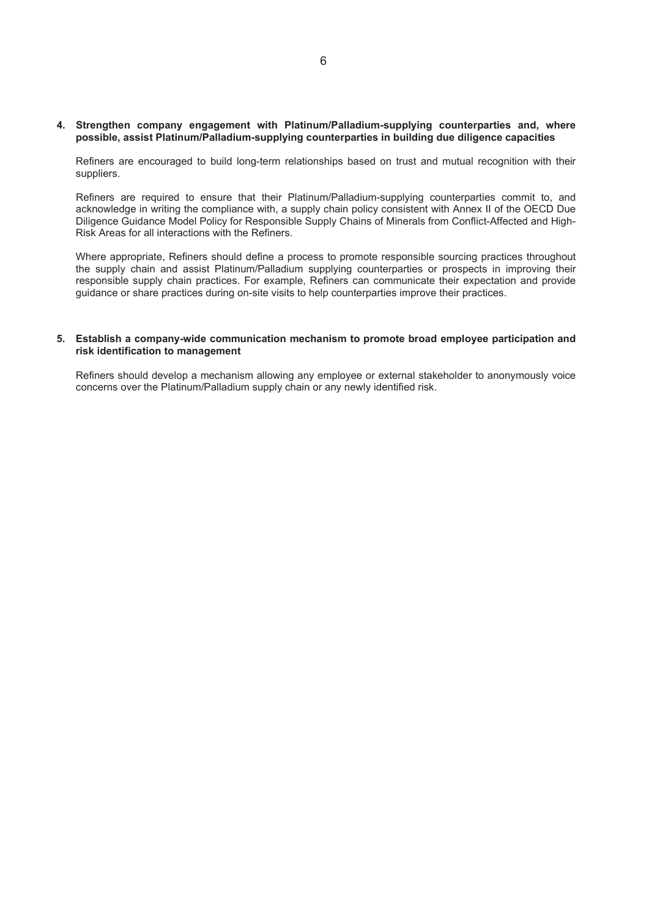**4. Strengthen company engagement with Platinum/Palladium-supplying counterparties and, where possible, assist Platinum/Palladium-supplying counterparties in building due diligence capacities**

Refiners are encouraged to build long-term relationships based on trust and mutual recognition with their suppliers.

Refiners are required to ensure that their Platinum/Palladium-supplying counterparties commit to, and acknowledge in writing the compliance with, a supply chain policy consistent with Annex II of the OECD Due Diligence Guidance Model Policy for Responsible Supply Chains of Minerals from Conflict-Affected and High-Risk Areas for all interactions with the Refiners.

Where appropriate, Refiners should define a process to promote responsible sourcing practices throughout the supply chain and assist Platinum/Palladium supplying counterparties or prospects in improving their responsible supply chain practices. For example, Refiners can communicate their expectation and provide guidance or share practices during on-site visits to help counterparties improve their practices.

**5. Establish a company-wide communication mechanism to promote broad employee participation and risk identification to management**

Refiners should develop a mechanism allowing any employee or external stakeholder to anonymously voice concerns over the Platinum/Palladium supply chain or any newly identified risk.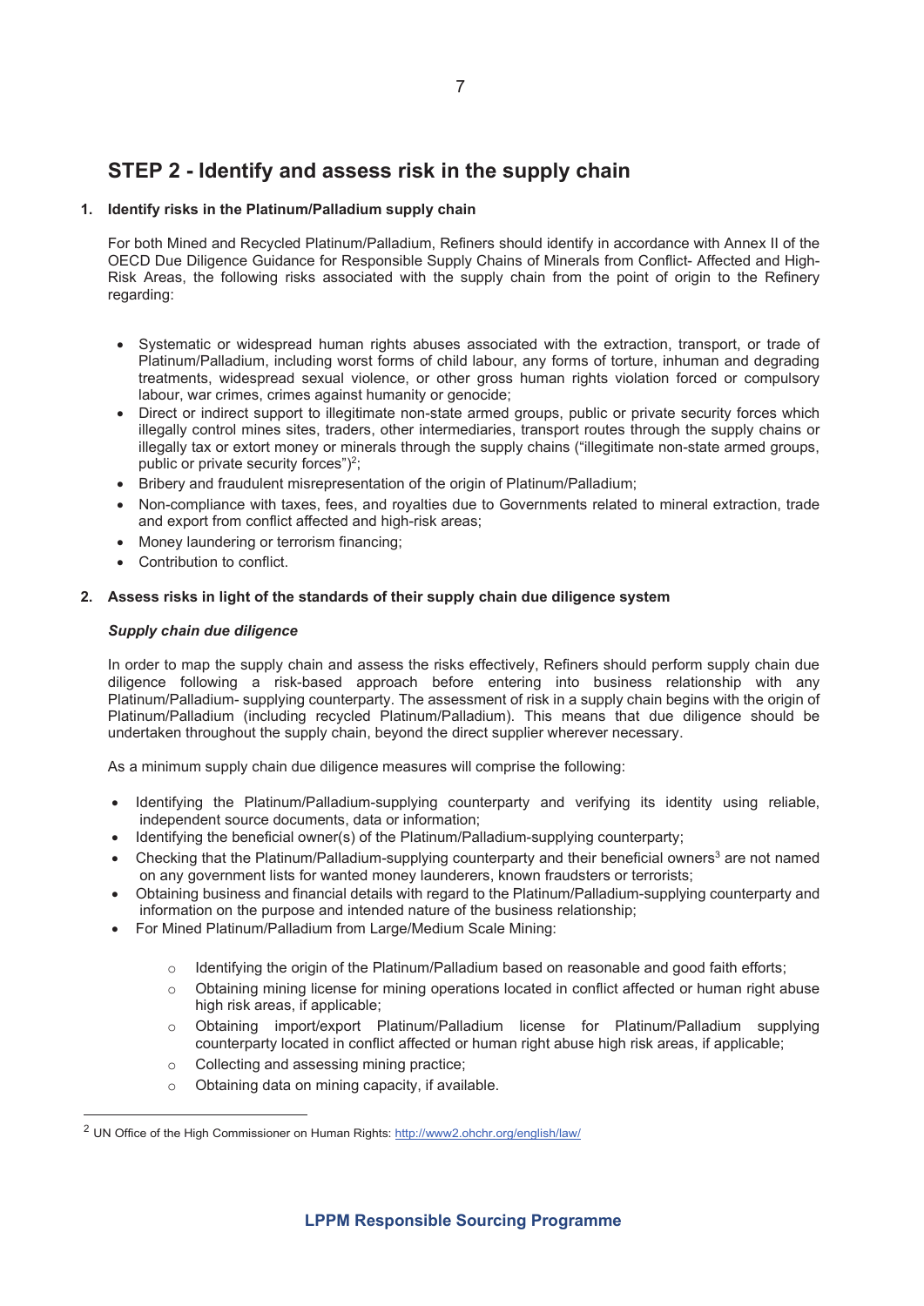## STEP 2 - Identify and assess risk in the supply chain

### 1. Identify risks in the Platinum/Palladium supply chain

For both Mined and Recycled Platinum/Palladium, Refiners should identify in accordance with Annex II of the OECD Due Diligence Guidance for Responsible Supply Chains of Minerals from Conflict- Affected and High-Risk Areas, the following risks associated with the supply chain from the point of origin to the Refinery regarding:

- Systematic or widespread human rights abuses associated with the extraction, transport, or trade of Platinum/Palladium, including worst forms of child labour, any forms of torture, inhuman and degrading treatments, widespread sexual violence, or other gross human rights violation forced or compulsory labour, war crimes, crimes against humanity or genocide;
- Direct or indirect support to illegitimate non-state armed groups, public or private security forces which illegally control mines sites, traders, other intermediaries, transport routes through the supply chains or illegally tax or extort money or minerals through the supply chains ("illegitimate non-state armed groups, public or private security forces")[2];
- Bribery and fraudulent misrepresentation of the origin of Platinum/Palladium;
- Non-compliance with taxes, fees, and royalties due to Governments related to mineral extraction, trade and export from conflict affected and high-risk areas;
- Money laundering or terrorism financing;
- Contribution to conflict.

### 2. Assess risks in light of the standards of their supply chain due diligence system

***Supply chain due diligence***

In order to map the supply chain and assess the risks effectively, Refiners should perform supply chain due diligence following a risk-based approach before entering into business relationship with any Platinum/Palladium- supplying counterparty. The assessment of risk in a supply chain begins with the origin of Platinum/Palladium (including recycled Platinum/Palladium). This means that due diligence should be undertaken throughout the supply chain, beyond the direct supplier wherever necessary.

As a minimum supply chain due diligence measures will comprise the following:

- Identifying the Platinum/Palladium-supplying counterparty and verifying its identity using reliable, independent source documents, data or information;
- Identifying the beneficial owner(s) of the Platinum/Palladium-supplying counterparty;
- Checking that the Platinum/Palladium-supplying counterparty and their beneficial owners[3] are not named on any government lists for wanted money launderers, known fraudsters or terrorists;
- Obtaining business and financial details with regard to the Platinum/Palladium-supplying counterparty and information on the purpose and intended nature of the business relationship;
- For Mined Platinum/Palladium from Large/Medium Scale Mining:
    - Identifying the origin of the Platinum/Palladium based on reasonable and good faith efforts;
    - Obtaining mining license for mining operations located in conflict affected or human right abuse high risk areas, if applicable;
    - Obtaining import/export Platinum/Palladium license for Platinum/Palladium supplying counterparty located in conflict affected or human right abuse high risk areas, if applicable;
    - Collecting and assessing mining practice;
    - Obtaining data on mining capacity, if available.

---

[2] UN Office of the High Commissioner on Human Rights: http://www2.ohchr.org/english/law/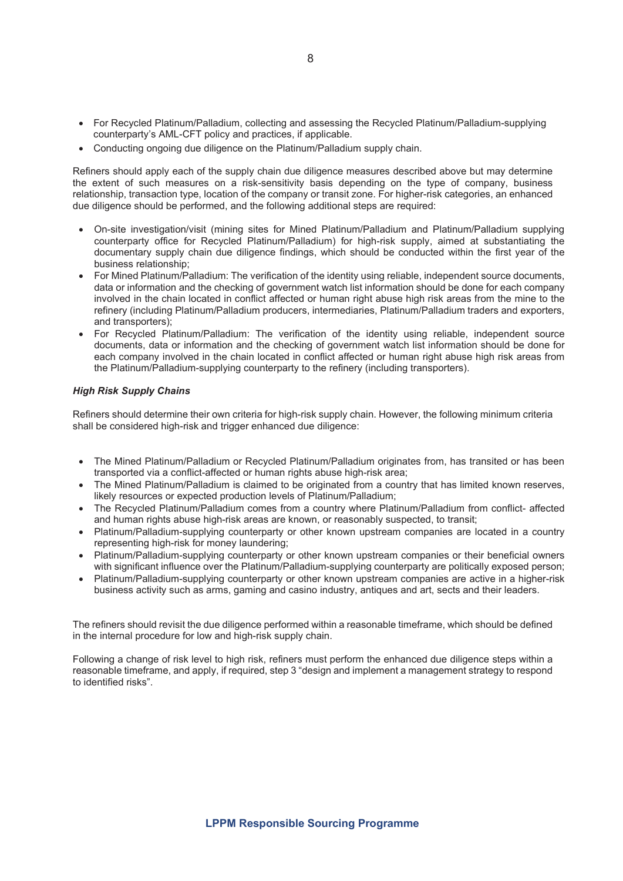- For Recycled Platinum/Palladium, collecting and assessing the Recycled Platinum/Palladium-supplying counterparty's AML-CFT policy and practices, if applicable.
- Conducting ongoing due diligence on the Platinum/Palladium supply chain.

Refiners should apply each of the supply chain due diligence measures described above but may determine the extent of such measures on a risk-sensitivity basis depending on the type of company, business relationship, transaction type, location of the company or transit zone. For higher-risk categories, an enhanced due diligence should be performed, and the following additional steps are required:

- On-site investigation/visit (mining sites for Mined Platinum/Palladium and Platinum/Palladium supplying counterparty office for Recycled Platinum/Palladium) for high-risk supply, aimed at substantiating the documentary supply chain due diligence findings, which should be conducted within the first year of the business relationship;
- For Mined Platinum/Palladium: The verification of the identity using reliable, independent source documents, data or information and the checking of government watch list information should be done for each company involved in the chain located in conflict affected or human right abuse high risk areas from the mine to the refinery (including Platinum/Palladium producers, intermediaries, Platinum/Palladium traders and exporters, and transporters);
- For Recycled Platinum/Palladium: The verification of the identity using reliable, independent source documents, data or information and the checking of government watch list information should be done for each company involved in the chain located in conflict affected or human right abuse high risk areas from the Platinum/Palladium-supplying counterparty to the refinery (including transporters).

***High Risk Supply Chains***

Refiners should determine their own criteria for high-risk supply chain. However, the following minimum criteria shall be considered high-risk and trigger enhanced due diligence:

- The Mined Platinum/Palladium or Recycled Platinum/Palladium originates from, has transited or has been transported via a conflict-affected or human rights abuse high-risk area;
- The Mined Platinum/Palladium is claimed to be originated from a country that has limited known reserves, likely resources or expected production levels of Platinum/Palladium;
- The Recycled Platinum/Palladium comes from a country where Platinum/Palladium from conflict- affected and human rights abuse high-risk areas are known, or reasonably suspected, to transit;
- Platinum/Palladium-supplying counterparty or other known upstream companies are located in a country representing high-risk for money laundering;
- Platinum/Palladium-supplying counterparty or other known upstream companies or their beneficial owners with significant influence over the Platinum/Palladium-supplying counterparty are politically exposed person;
- Platinum/Palladium-supplying counterparty or other known upstream companies are active in a higher-risk business activity such as arms, gaming and casino industry, antiques and art, sects and their leaders.

The refiners should revisit the due diligence performed within a reasonable timeframe, which should be defined in the internal procedure for low and high-risk supply chain.

Following a change of risk level to high risk, refiners must perform the enhanced due diligence steps within a reasonable timeframe, and apply, if required, step 3 "design and implement a management strategy to respond to identified risks".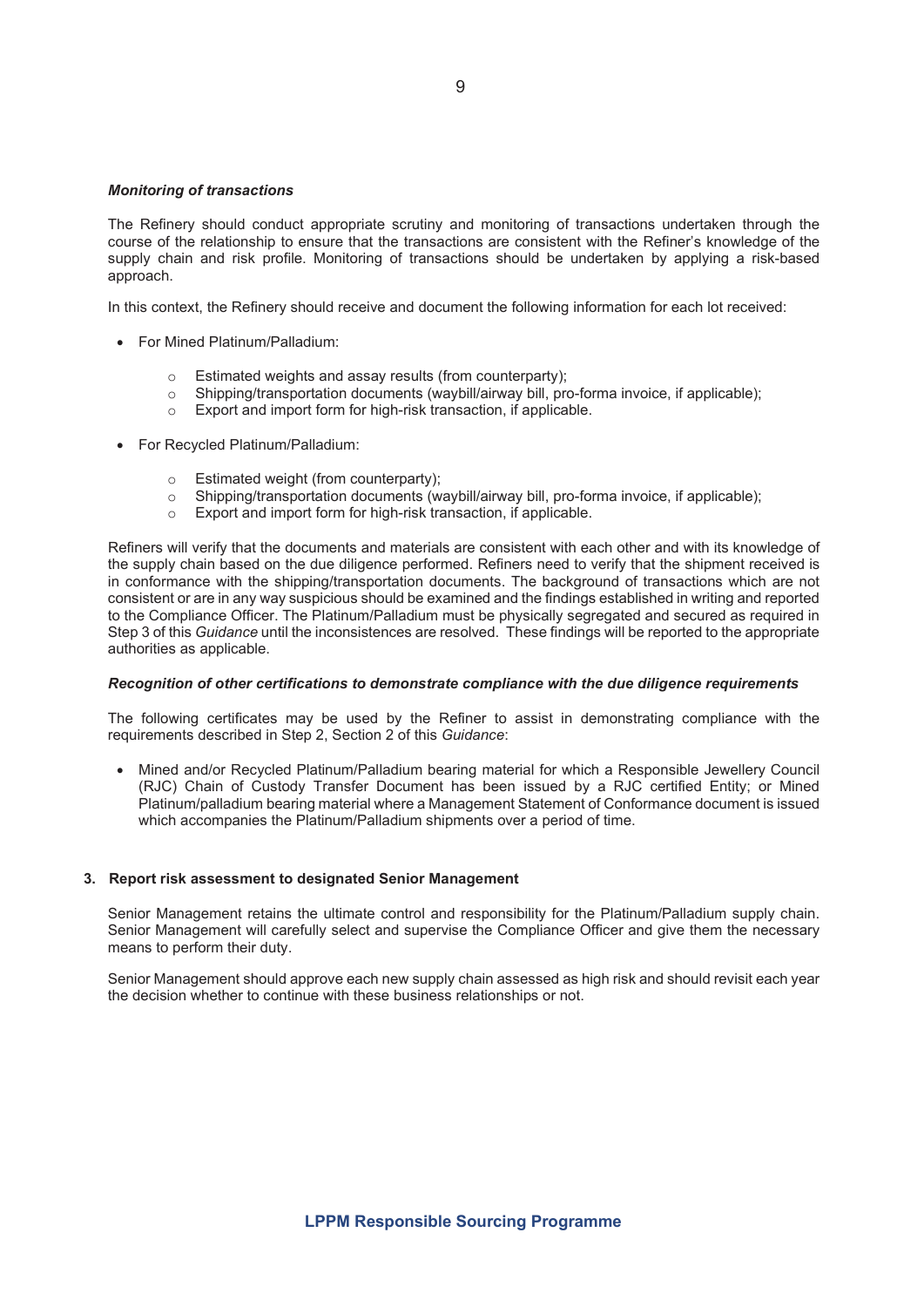***Monitoring of transactions***

The Refinery should conduct appropriate scrutiny and monitoring of transactions undertaken through the course of the relationship to ensure that the transactions are consistent with the Refiner's knowledge of the supply chain and risk profile. Monitoring of transactions should be undertaken by applying a risk-based approach.

In this context, the Refinery should receive and document the following information for each lot received:

- For Mined Platinum/Palladium:
  - Estimated weights and assay results (from counterparty);
  - Shipping/transportation documents (waybill/airway bill, pro-forma invoice, if applicable);
  - Export and import form for high-risk transaction, if applicable.
- For Recycled Platinum/Palladium:
  - Estimated weight (from counterparty);
  - Shipping/transportation documents (waybill/airway bill, pro-forma invoice, if applicable);
  - Export and import form for high-risk transaction, if applicable.

Refiners will verify that the documents and materials are consistent with each other and with its knowledge of the supply chain based on the due diligence performed. Refiners need to verify that the shipment received is in conformance with the shipping/transportation documents. The background of transactions which are not consistent or are in any way suspicious should be examined and the findings established in writing and reported to the Compliance Officer. The Platinum/Palladium must be physically segregated and secured as required in Step 3 of this *Guidance* until the inconsistences are resolved. These findings will be reported to the appropriate authorities as applicable.

***Recognition of other certifications to demonstrate compliance with the due diligence requirements***

The following certificates may be used by the Refiner to assist in demonstrating compliance with the requirements described in Step 2, Section 2 of this *Guidance*:

- Mined and/or Recycled Platinum/Palladium bearing material for which a Responsible Jewellery Council (RJC) Chain of Custody Transfer Document has been issued by a RJC certified Entity; or Mined Platinum/palladium bearing material where a Management Statement of Conformance document is issued which accompanies the Platinum/Palladium shipments over a period of time.

## 3. Report risk assessment to designated Senior Management

Senior Management retains the ultimate control and responsibility for the Platinum/Palladium supply chain. Senior Management will carefully select and supervise the Compliance Officer and give them the necessary means to perform their duty.

Senior Management should approve each new supply chain assessed as high risk and should revisit each year the decision whether to continue with these business relationships or not.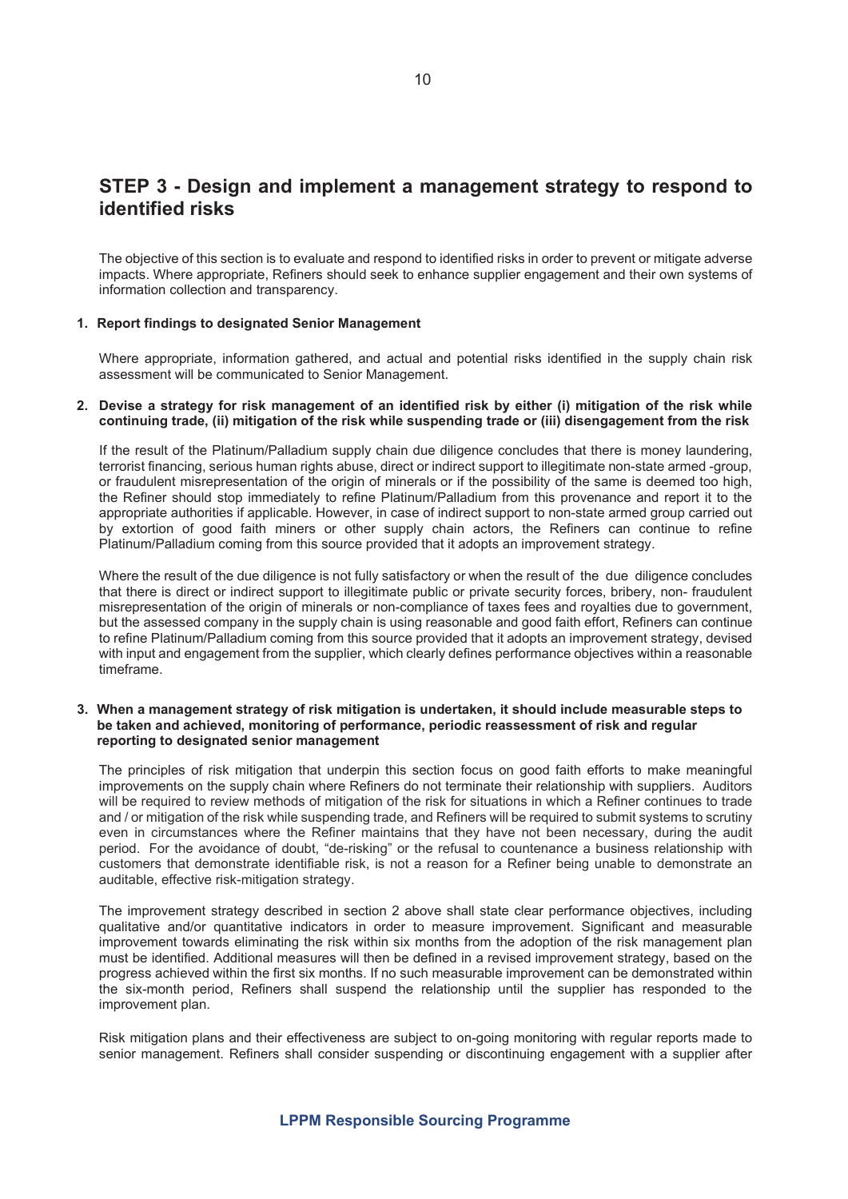## STEP 3 - Design and implement a management strategy to respond to identified risks

The objective of this section is to evaluate and respond to identified risks in order to prevent or mitigate adverse impacts. Where appropriate, Refiners should seek to enhance supplier engagement and their own systems of information collection and transparency.

**1. Report findings to designated Senior Management**

Where appropriate, information gathered, and actual and potential risks identified in the supply chain risk assessment will be communicated to Senior Management.

**2. Devise a strategy for risk management of an identified risk by either (i) mitigation of the risk while continuing trade, (ii) mitigation of the risk while suspending trade or (iii) disengagement from the risk**

If the result of the Platinum/Palladium supply chain due diligence concludes that there is money laundering, terrorist financing, serious human rights abuse, direct or indirect support to illegitimate non-state armed -group, or fraudulent misrepresentation of the origin of minerals or if the possibility of the same is deemed too high, the Refiner should stop immediately to refine Platinum/Palladium from this provenance and report it to the appropriate authorities if applicable. However, in case of indirect support to non-state armed group carried out by extortion of good faith miners or other supply chain actors, the Refiners can continue to refine Platinum/Palladium coming from this source provided that it adopts an improvement strategy.

Where the result of the due diligence is not fully satisfactory or when the result of the due diligence concludes that there is direct or indirect support to illegitimate public or private security forces, bribery, non- fraudulent misrepresentation of the origin of minerals or non-compliance of taxes fees and royalties due to government, but the assessed company in the supply chain is using reasonable and good faith effort, Refiners can continue to refine Platinum/Palladium coming from this source provided that it adopts an improvement strategy, devised with input and engagement from the supplier, which clearly defines performance objectives within a reasonable timeframe.

**3. When a management strategy of risk mitigation is undertaken, it should include measurable steps to be taken and achieved, monitoring of performance, periodic reassessment of risk and regular reporting to designated senior management**

The principles of risk mitigation that underpin this section focus on good faith efforts to make meaningful improvements on the supply chain where Refiners do not terminate their relationship with suppliers. Auditors will be required to review methods of mitigation of the risk for situations in which a Refiner continues to trade and / or mitigation of the risk while suspending trade, and Refiners will be required to submit systems to scrutiny even in circumstances where the Refiner maintains that they have not been necessary, during the audit period. For the avoidance of doubt, "de-risking" or the refusal to countenance a business relationship with customers that demonstrate identifiable risk, is not a reason for a Refiner being unable to demonstrate an auditable, effective risk-mitigation strategy.

The improvement strategy described in section 2 above shall state clear performance objectives, including qualitative and/or quantitative indicators in order to measure improvement. Significant and measurable improvement towards eliminating the risk within six months from the adoption of the risk management plan must be identified. Additional measures will then be defined in a revised improvement strategy, based on the progress achieved within the first six months. If no such measurable improvement can be demonstrated within the six-month period, Refiners shall suspend the relationship until the supplier has responded to the improvement plan.

Risk mitigation plans and their effectiveness are subject to on-going monitoring with regular reports made to senior management. Refiners shall consider suspending or discontinuing engagement with a supplier after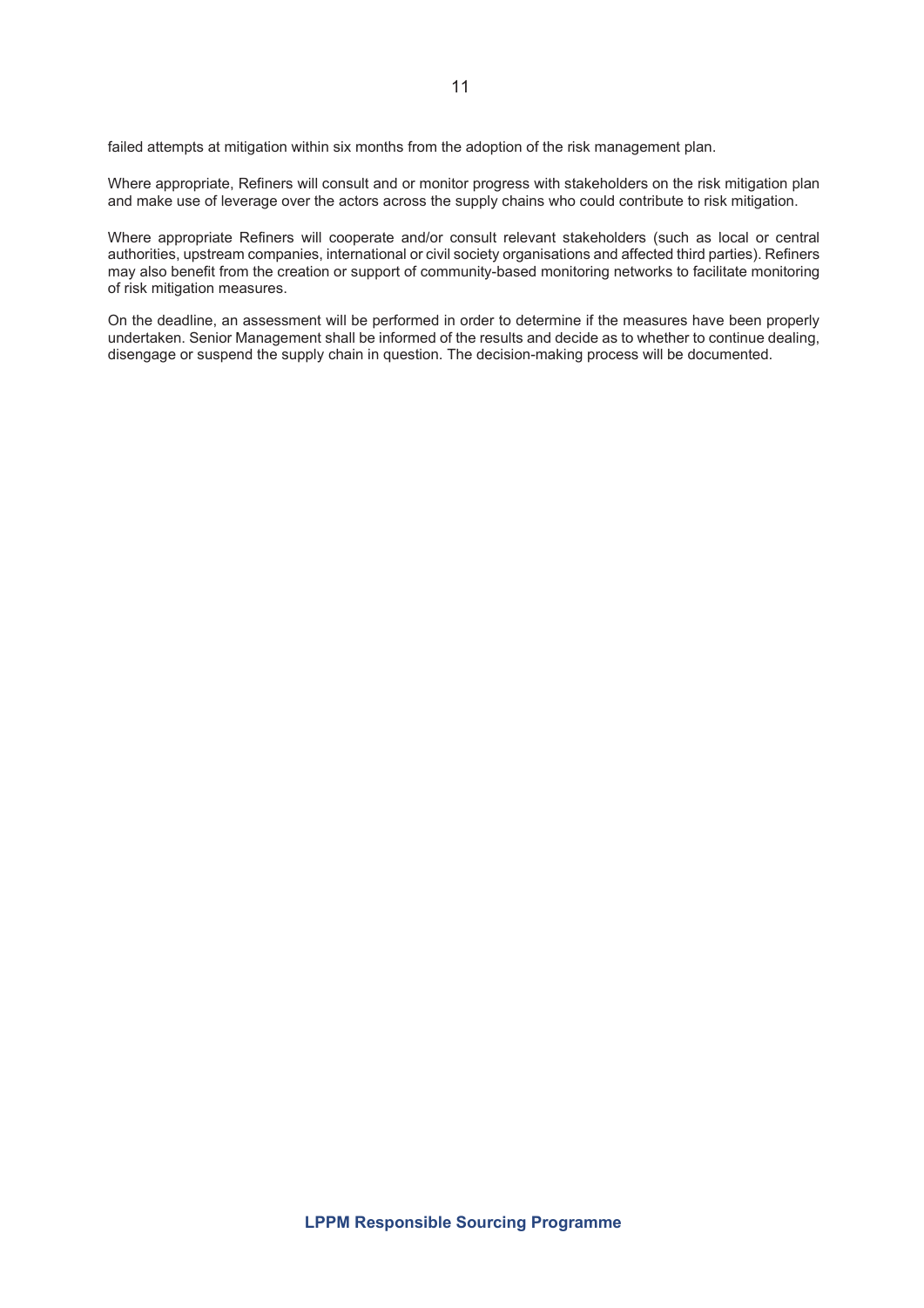failed attempts at mitigation within six months from the adoption of the risk management plan.

Where appropriate, Refiners will consult and or monitor progress with stakeholders on the risk mitigation plan and make use of leverage over the actors across the supply chains who could contribute to risk mitigation.

Where appropriate Refiners will cooperate and/or consult relevant stakeholders (such as local or central authorities, upstream companies, international or civil society organisations and affected third parties). Refiners may also benefit from the creation or support of community-based monitoring networks to facilitate monitoring of risk mitigation measures.

On the deadline, an assessment will be performed in order to determine if the measures have been properly undertaken. Senior Management shall be informed of the results and decide as to whether to continue dealing, disengage or suspend the supply chain in question. The decision-making process will be documented.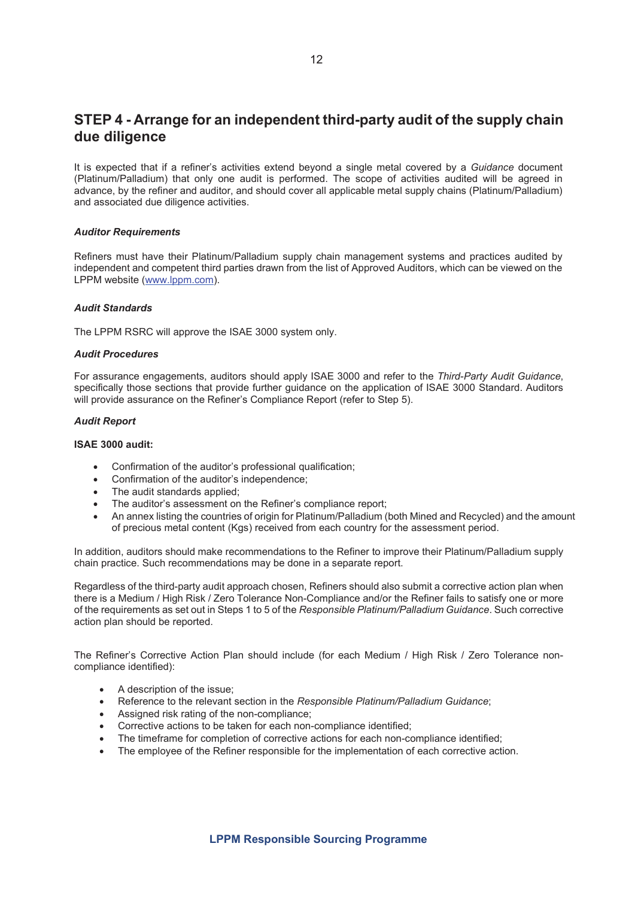## STEP 4 - Arrange for an independent third-party audit of the supply chain due diligence

It is expected that if a refiner's activities extend beyond a single metal covered by a *Guidance* document (Platinum/Palladium) that only one audit is performed. The scope of activities audited will be agreed in advance, by the refiner and auditor, and should cover all applicable metal supply chains (Platinum/Palladium) and associated due diligence activities.

***Auditor Requirements***

Refiners must have their Platinum/Palladium supply chain management systems and practices audited by independent and competent third parties drawn from the list of Approved Auditors, which can be viewed on the LPPM website (www.lppm.com).

***Audit Standards***

The LPPM RSRC will approve the ISAE 3000 system only.

***Audit Procedures***

For assurance engagements, auditors should apply ISAE 3000 and refer to the *Third-Party Audit Guidance*, specifically those sections that provide further guidance on the application of ISAE 3000 Standard. Auditors will provide assurance on the Refiner's Compliance Report (refer to Step 5).

***Audit Report***

**ISAE 3000 audit:**

- Confirmation of the auditor's professional qualification;
- Confirmation of the auditor's independence;
- The audit standards applied;
- The auditor's assessment on the Refiner's compliance report;
- An annex listing the countries of origin for Platinum/Palladium (both Mined and Recycled) and the amount of precious metal content (Kgs) received from each country for the assessment period.

In addition, auditors should make recommendations to the Refiner to improve their Platinum/Palladium supply chain practice. Such recommendations may be done in a separate report.

Regardless of the third-party audit approach chosen, Refiners should also submit a corrective action plan when there is a Medium / High Risk / Zero Tolerance Non-Compliance and/or the Refiner fails to satisfy one or more of the requirements as set out in Steps 1 to 5 of the *Responsible Platinum/Palladium Guidance*. Such corrective action plan should be reported.

The Refiner's Corrective Action Plan should include (for each Medium / High Risk / Zero Tolerance non-compliance identified):

- A description of the issue;
- Reference to the relevant section in the *Responsible Platinum/Palladium Guidance*;
- Assigned risk rating of the non-compliance;
- Corrective actions to be taken for each non-compliance identified;
- The timeframe for completion of corrective actions for each non-compliance identified;
- The employee of the Refiner responsible for the implementation of each corrective action.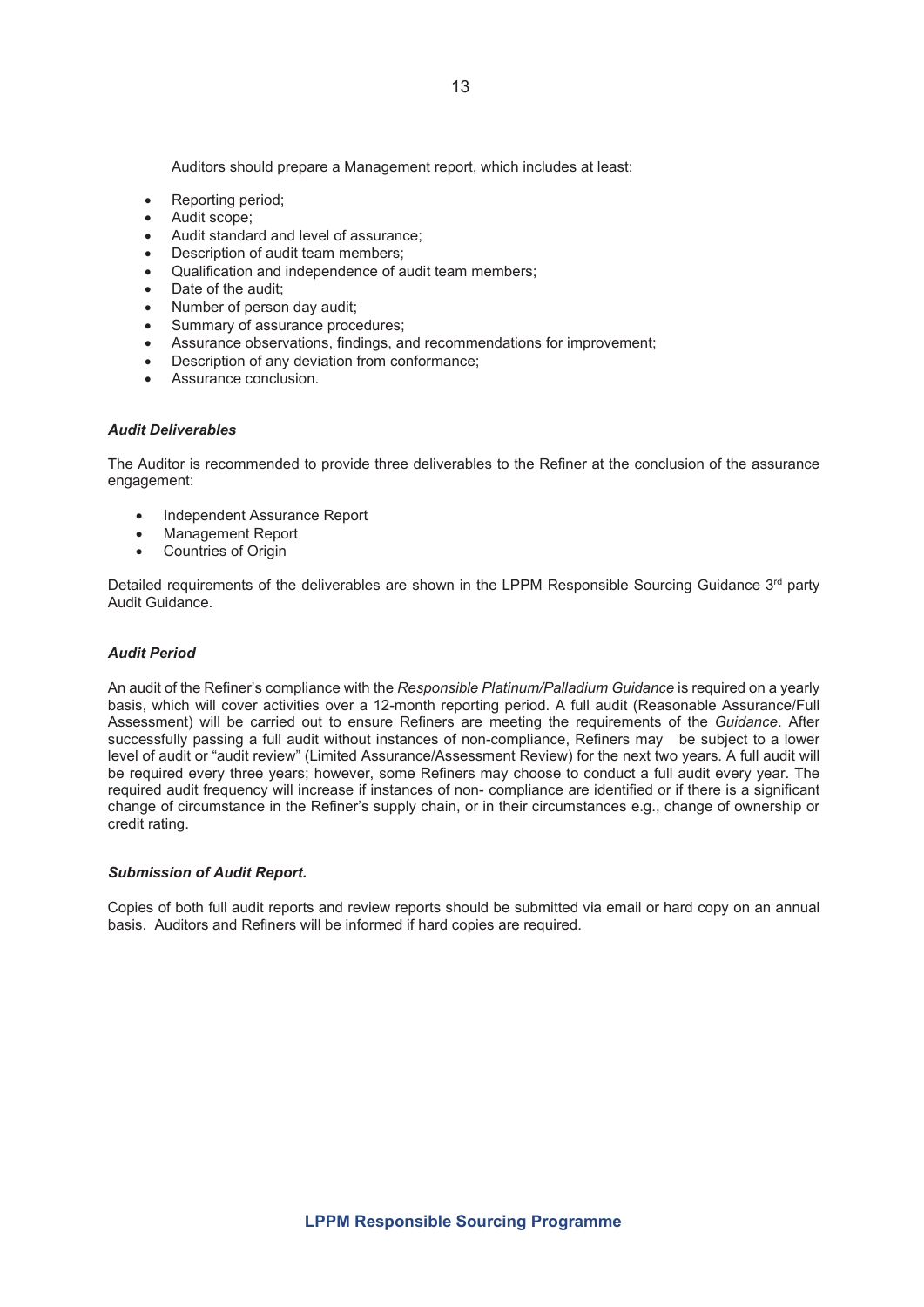Auditors should prepare a Management report, which includes at least:

- Reporting period;
- Audit scope;
- Audit standard and level of assurance;
- Description of audit team members;
- Qualification and independence of audit team members;
- Date of the audit;
- Number of person day audit;
- Summary of assurance procedures;
- Assurance observations, findings, and recommendations for improvement;
- Description of any deviation from conformance;
- Assurance conclusion.

***Audit Deliverables***

The Auditor is recommended to provide three deliverables to the Refiner at the conclusion of the assurance engagement:

- Independent Assurance Report
- Management Report
- Countries of Origin

Detailed requirements of the deliverables are shown in the LPPM Responsible Sourcing Guidance 3rd party Audit Guidance.

***Audit Period***

An audit of the Refiner's compliance with the *Responsible Platinum/Palladium Guidance* is required on a yearly basis, which will cover activities over a 12-month reporting period. A full audit (Reasonable Assurance/Full Assessment) will be carried out to ensure Refiners are meeting the requirements of the *Guidance*. After successfully passing a full audit without instances of non-compliance, Refiners may be subject to a lower level of audit or "audit review" (Limited Assurance/Assessment Review) for the next two years. A full audit will be required every three years; however, some Refiners may choose to conduct a full audit every year. The required audit frequency will increase if instances of non- compliance are identified or if there is a significant change of circumstance in the Refiner's supply chain, or in their circumstances e.g., change of ownership or credit rating.

***Submission of Audit Report.***

Copies of both full audit reports and review reports should be submitted via email or hard copy on an annual basis. Auditors and Refiners will be informed if hard copies are required.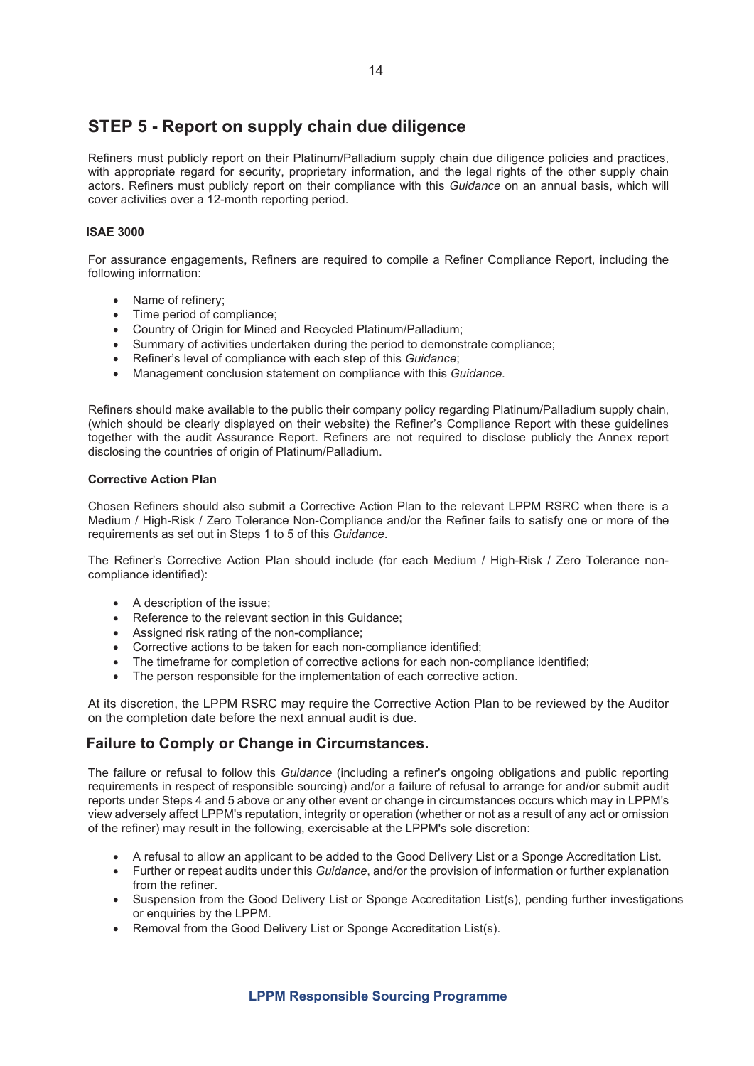## STEP 5 - Report on supply chain due diligence

Refiners must publicly report on their Platinum/Palladium supply chain due diligence policies and practices, with appropriate regard for security, proprietary information, and the legal rights of the other supply chain actors. Refiners must publicly report on their compliance with this *Guidance* on an annual basis, which will cover activities over a 12-month reporting period.

**ISAE 3000**

For assurance engagements, Refiners are required to compile a Refiner Compliance Report, including the following information:

- Name of refinery;
- Time period of compliance;
- Country of Origin for Mined and Recycled Platinum/Palladium;
- Summary of activities undertaken during the period to demonstrate compliance;
- Refiner's level of compliance with each step of this *Guidance*;
- Management conclusion statement on compliance with this *Guidance*.

Refiners should make available to the public their company policy regarding Platinum/Palladium supply chain, (which should be clearly displayed on their website) the Refiner's Compliance Report with these guidelines together with the audit Assurance Report. Refiners are not required to disclose publicly the Annex report disclosing the countries of origin of Platinum/Palladium.

**Corrective Action Plan**

Chosen Refiners should also submit a Corrective Action Plan to the relevant LPPM RSRC when there is a Medium / High-Risk / Zero Tolerance Non-Compliance and/or the Refiner fails to satisfy one or more of the requirements as set out in Steps 1 to 5 of this *Guidance*.

The Refiner's Corrective Action Plan should include (for each Medium / High-Risk / Zero Tolerance non-compliance identified):

- A description of the issue;
- Reference to the relevant section in this Guidance;
- Assigned risk rating of the non-compliance;
- Corrective actions to be taken for each non-compliance identified;
- The timeframe for completion of corrective actions for each non-compliance identified;
- The person responsible for the implementation of each corrective action.

At its discretion, the LPPM RSRC may require the Corrective Action Plan to be reviewed by the Auditor on the completion date before the next annual audit is due.

## Failure to Comply or Change in Circumstances.

The failure or refusal to follow this *Guidance* (including a refiner's ongoing obligations and public reporting requirements in respect of responsible sourcing) and/or a failure of refusal to arrange for and/or submit audit reports under Steps 4 and 5 above or any other event or change in circumstances occurs which may in LPPM's view adversely affect LPPM's reputation, integrity or operation (whether or not as a result of any act or omission of the refiner) may result in the following, exercisable at the LPPM's sole discretion:

- A refusal to allow an applicant to be added to the Good Delivery List or a Sponge Accreditation List.
- Further or repeat audits under this *Guidance*, and/or the provision of information or further explanation from the refiner.
- Suspension from the Good Delivery List or Sponge Accreditation List(s), pending further investigations or enquiries by the LPPM.
- Removal from the Good Delivery List or Sponge Accreditation List(s).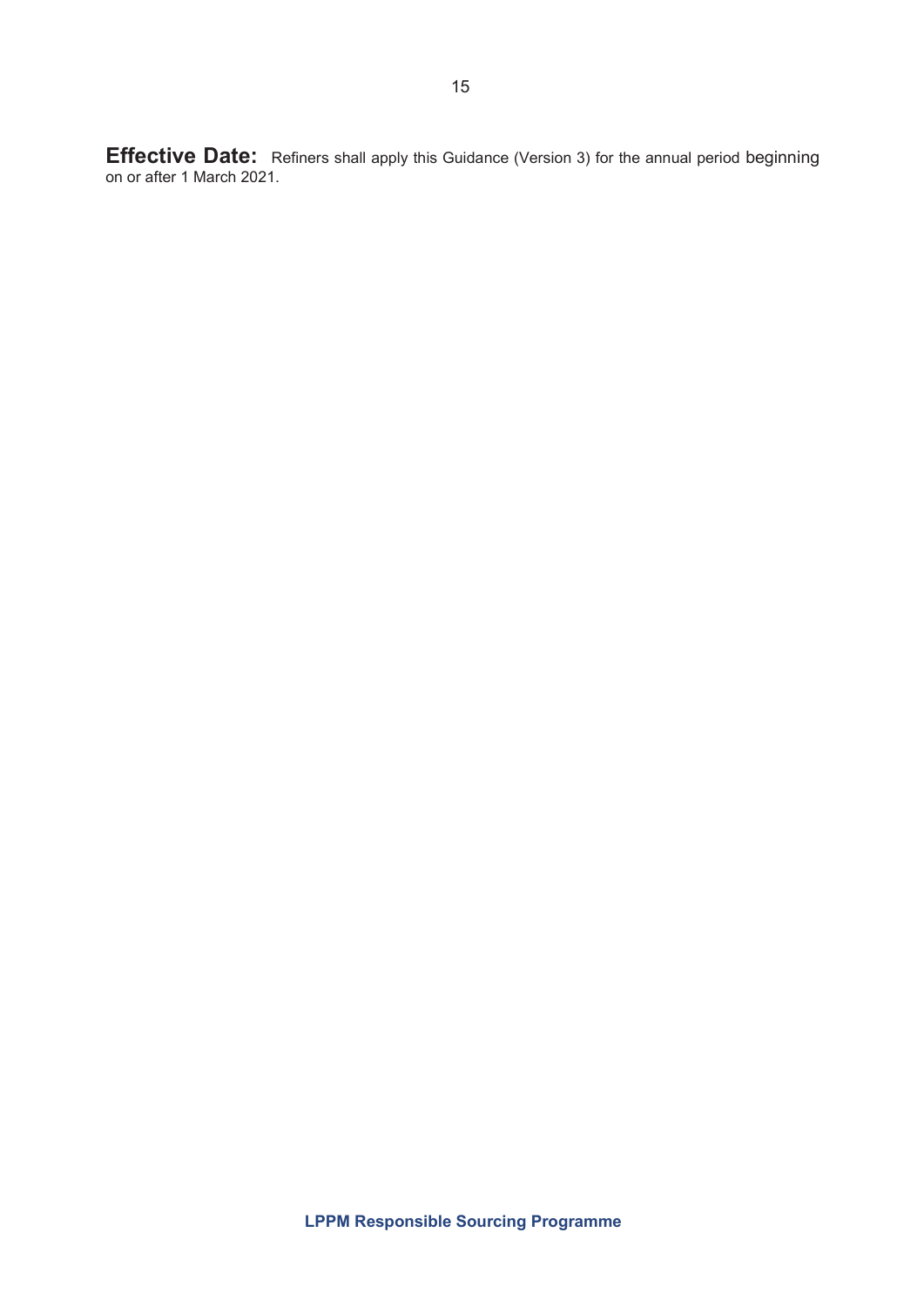**Effective Date:** Refiners shall apply this Guidance (Version 3) for the annual period beginning on or after 1 March 2021.